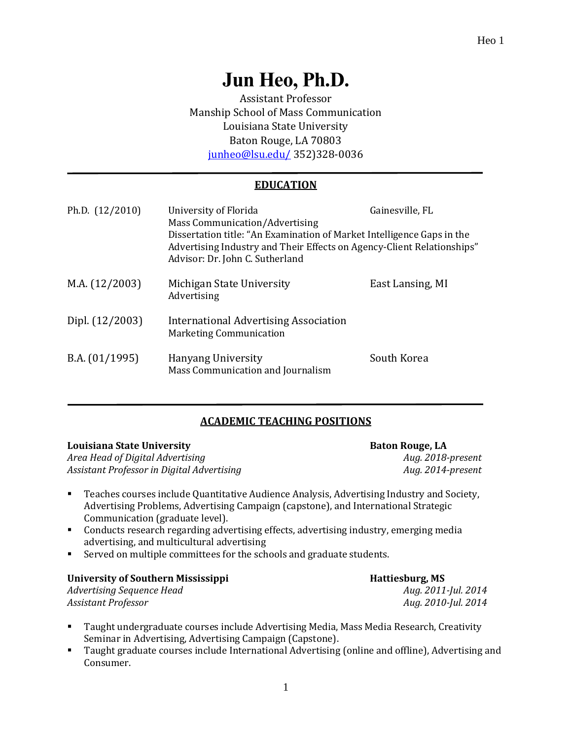# Jun Heo, Ph.D.

Assistant Professor
Manship School of Mass Communication
Louisiana State University
Baton Rouge, LA 70803
junheo@lsu.edu/ 352)328-0036

## EDUCATION

| | | |
|---|---|---|
| Ph.D. (12/2010) | University of Florida<br>Mass Communication/Advertising<br>Dissertation title: "An Examination of Market Intelligence Gaps in the Advertising Industry and Their Effects on Agency-Client Relationships"<br>Advisor: Dr. John C. Sutherland | Gainesville, FL |
| M.A. (12/2003) | Michigan State University<br>Advertising | East Lansing, MI |
| Dipl. (12/2003) | International Advertising Association<br>Marketing Communication | |
| B.A. (01/1995) | Hanyang University<br>Mass Communication and Journalism | South Korea |

## ACADEMIC TEACHING POSITIONS

**Louisiana State University** — **Baton Rouge, LA**

*Area Head of Digital Advertising* — *Aug. 2018-present*
*Assistant Professor in Digital Advertising* — *Aug. 2014-present*

- Teaches courses include Quantitative Audience Analysis, Advertising Industry and Society, Advertising Problems, Advertising Campaign (capstone), and International Strategic Communication (graduate level).
- Conducts research regarding advertising effects, advertising industry, emerging media advertising, and multicultural advertising
- Served on multiple committees for the schools and graduate students.

**University of Southern Mississippi** — **Hattiesburg, MS**

*Advertising Sequence Head* — *Aug. 2011-Jul. 2014*
*Assistant Professor* — *Aug. 2010-Jul. 2014*

- Taught undergraduate courses include Advertising Media, Mass Media Research, Creativity Seminar in Advertising, Advertising Campaign (Capstone).
- Taught graduate courses include International Advertising (online and offline), Advertising and Consumer.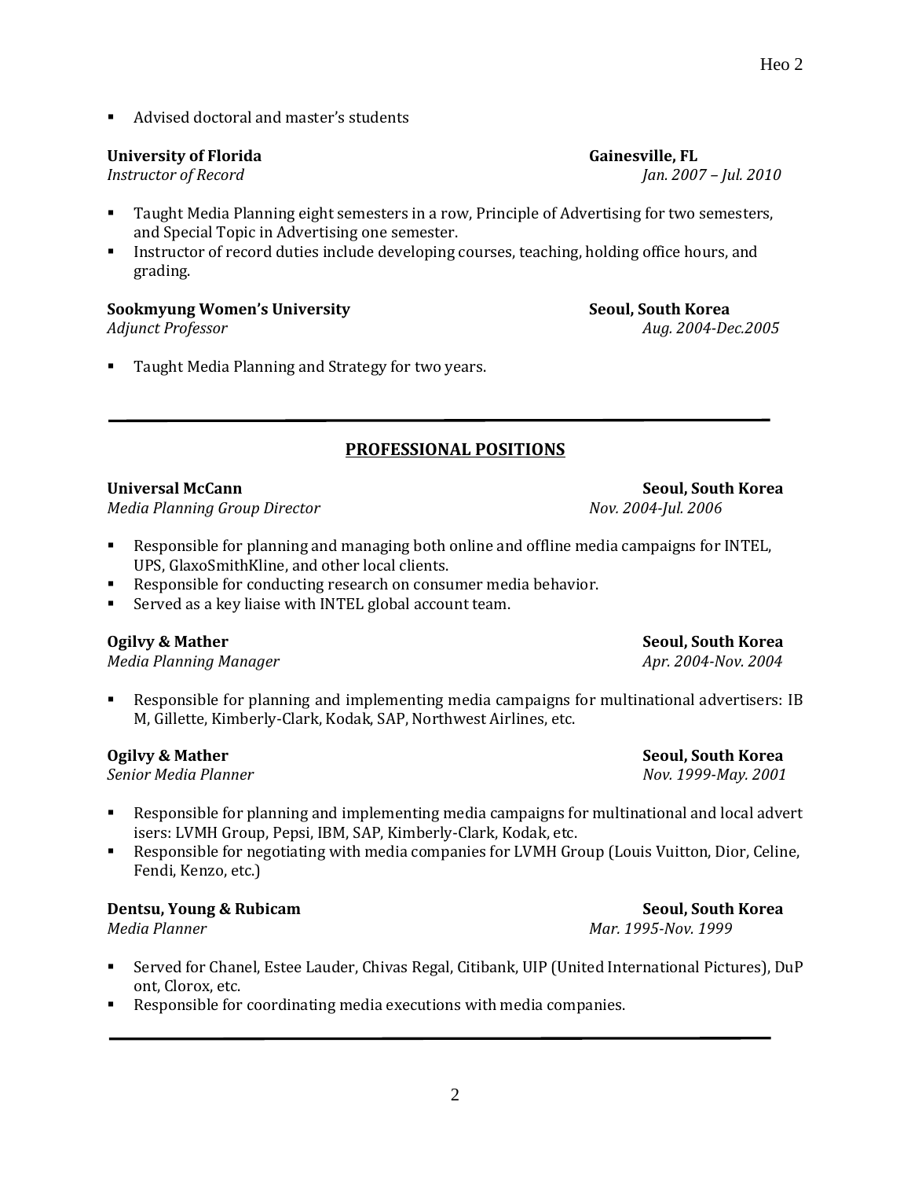- Advised doctoral and master's students

**University of Florida** **Gainesville, FL**
*Instructor of Record* *Jan. 2007 – Jul. 2010*

- Taught Media Planning eight semesters in a row, Principle of Advertising for two semesters, and Special Topic in Advertising one semester.
- Instructor of record duties include developing courses, teaching, holding office hours, and grading.

**Sookmyung Women's University** **Seoul, South Korea**
*Adjunct Professor* *Aug. 2004-Dec.2005*

- Taught Media Planning and Strategy for two years.

---

## PROFESSIONAL POSITIONS

**Universal McCann** **Seoul, South Korea**
*Media Planning Group Director* *Nov. 2004-Jul. 2006*

- Responsible for planning and managing both online and offline media campaigns for INTEL, UPS, GlaxoSmithKline, and other local clients.
- Responsible for conducting research on consumer media behavior.
- Served as a key liaise with INTEL global account team.

**Ogilvy & Mather** **Seoul, South Korea**
*Media Planning Manager* *Apr. 2004-Nov. 2004*

- Responsible for planning and implementing media campaigns for multinational advertisers: IB M, Gillette, Kimberly-Clark, Kodak, SAP, Northwest Airlines, etc.

**Ogilvy & Mather** **Seoul, South Korea**
*Senior Media Planner* *Nov. 1999-May. 2001*

- Responsible for planning and implementing media campaigns for multinational and local advert isers: LVMH Group, Pepsi, IBM, SAP, Kimberly-Clark, Kodak, etc.
- Responsible for negotiating with media companies for LVMH Group (Louis Vuitton, Dior, Celine, Fendi, Kenzo, etc.)

**Dentsu, Young & Rubicam** **Seoul, South Korea**
*Media Planner* *Mar. 1995-Nov. 1999*

- Served for Chanel, Estee Lauder, Chivas Regal, Citibank, UIP (United International Pictures), DuP ont, Clorox, etc.
- Responsible for coordinating media executions with media companies.

---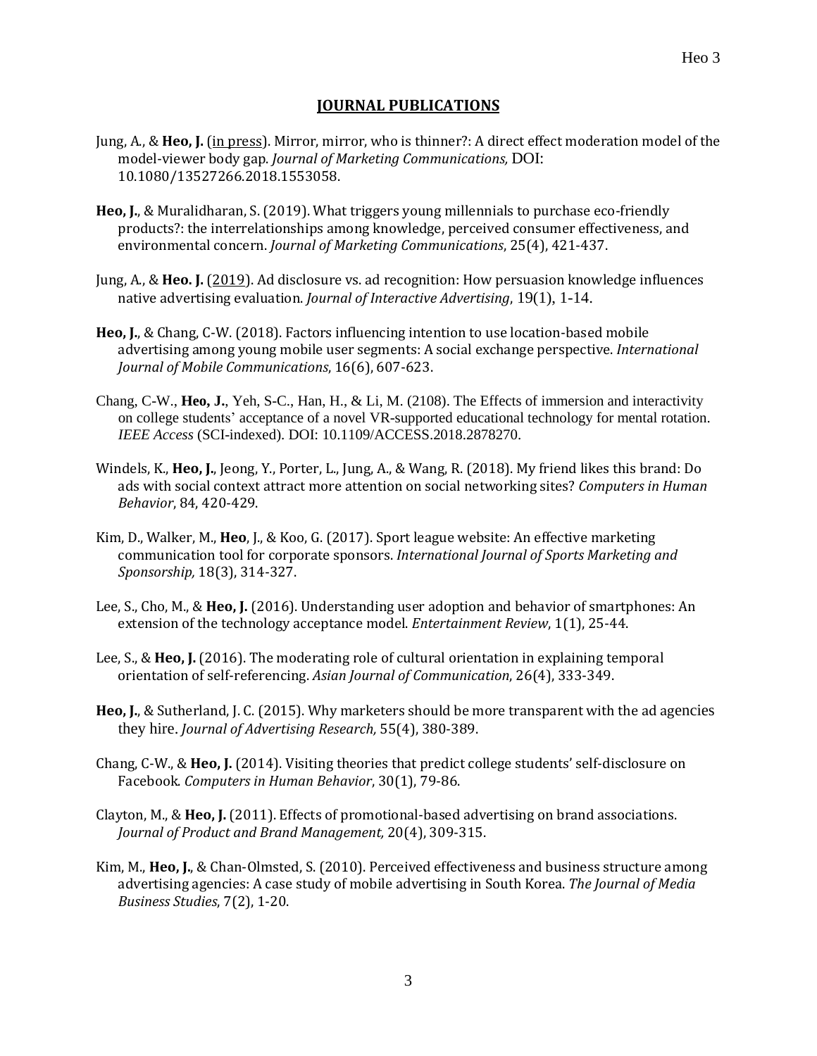## JOURNAL PUBLICATIONS

Jung, A., & **Heo, J.** (in press). Mirror, mirror, who is thinner?: A direct effect moderation model of the model-viewer body gap. *Journal of Marketing Communications,* DOI: 10.1080/13527266.2018.1553058.

**Heo, J.**, & Muralidharan, S. (2019). What triggers young millennials to purchase eco-friendly products?: the interrelationships among knowledge, perceived consumer effectiveness, and environmental concern. *Journal of Marketing Communications*, 25(4), 421-437.

Jung, A., & **Heo. J.** (2019). Ad disclosure vs. ad recognition: How persuasion knowledge influences native advertising evaluation. *Journal of Interactive Advertising*, 19(1), 1-14.

**Heo, J.**, & Chang, C-W. (2018). Factors influencing intention to use location-based mobile advertising among young mobile user segments: A social exchange perspective. *International Journal of Mobile Communications*, 16(6), 607-623.

Chang, C-W., **Heo, J.**, Yeh, S-C., Han, H., & Li, M. (2108). The Effects of immersion and interactivity on college students' acceptance of a novel VR-supported educational technology for mental rotation. *IEEE Access* (SCI-indexed). DOI: 10.1109/ACCESS.2018.2878270.

Windels, K., **Heo, J.**, Jeong, Y., Porter, L., Jung, A., & Wang, R. (2018). My friend likes this brand: Do ads with social context attract more attention on social networking sites? *Computers in Human Behavior*, 84, 420-429.

Kim, D., Walker, M., **Heo**, J., & Koo, G. (2017). Sport league website: An effective marketing communication tool for corporate sponsors. *International Journal of Sports Marketing and Sponsorship,* 18(3), 314-327.

Lee, S., Cho, M., & **Heo, J.** (2016). Understanding user adoption and behavior of smartphones: An extension of the technology acceptance model. *Entertainment Review*, 1(1), 25-44.

Lee, S., & **Heo, J.** (2016). The moderating role of cultural orientation in explaining temporal orientation of self-referencing. *Asian Journal of Communication*, 26(4), 333-349.

**Heo, J.**, & Sutherland, J. C. (2015). Why marketers should be more transparent with the ad agencies they hire. *Journal of Advertising Research,* 55(4), 380-389.

Chang, C-W., & **Heo, J.** (2014). Visiting theories that predict college students' self-disclosure on Facebook. *Computers in Human Behavior*, 30(1), 79-86.

Clayton, M., & **Heo, J.** (2011). Effects of promotional-based advertising on brand associations. *Journal of Product and Brand Management,* 20(4), 309-315.

Kim, M., **Heo, J.**, & Chan-Olmsted, S. (2010). Perceived effectiveness and business structure among advertising agencies: A case study of mobile advertising in South Korea. *The Journal of Media Business Studies*, 7(2), 1-20.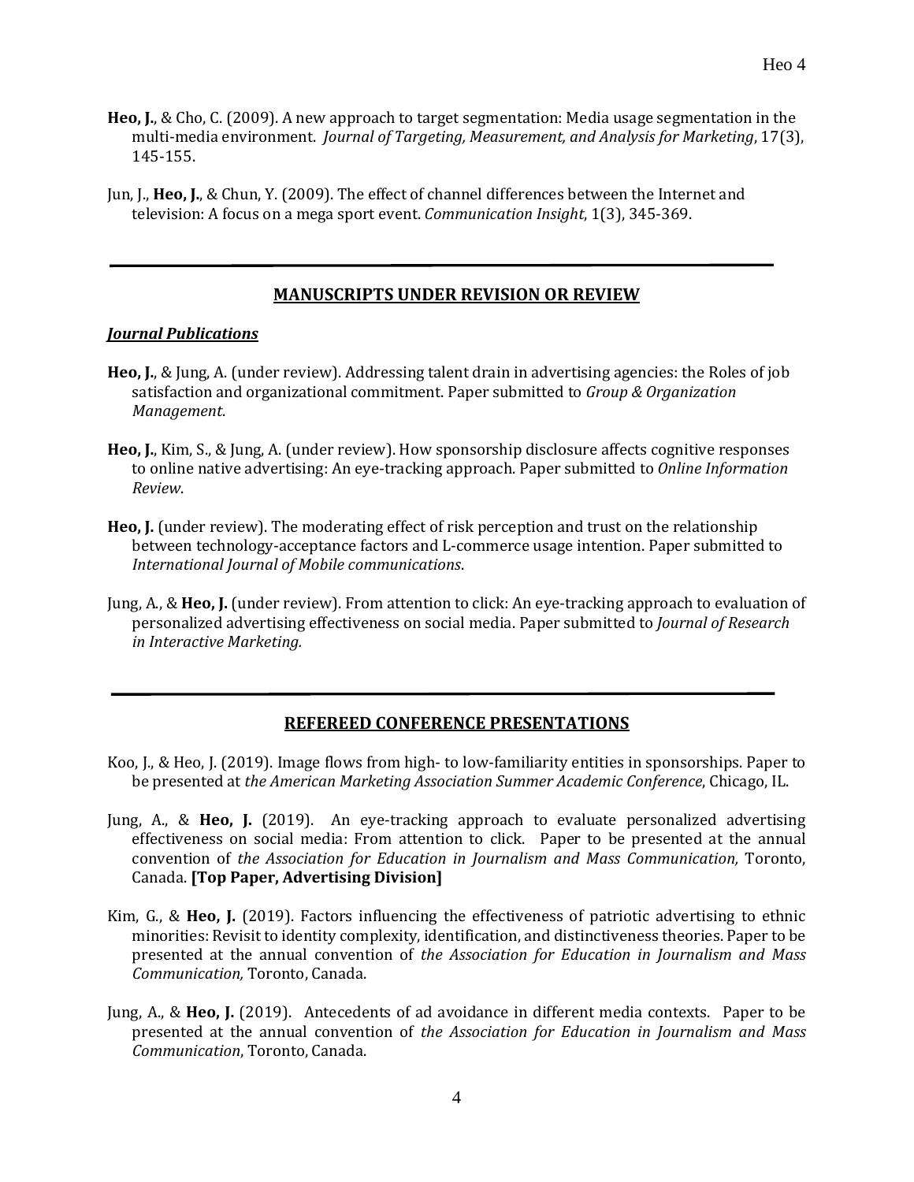**Heo, J.**, & Cho, C. (2009). A new approach to target segmentation: Media usage segmentation in the multi-media environment. *Journal of Targeting, Measurement, and Analysis for Marketing*, 17(3), 145-155.

Jun, J., **Heo, J.**, & Chun, Y. (2009). The effect of channel differences between the Internet and television: A focus on a mega sport event. *Communication Insight*, 1(3), 345-369.

---

## MANUSCRIPTS UNDER REVISION OR REVIEW

### *Journal Publications*

**Heo, J.**, & Jung, A. (under review). Addressing talent drain in advertising agencies: the Roles of job satisfaction and organizational commitment. Paper submitted to *Group & Organization Management*.

**Heo, J.**, Kim, S., & Jung, A. (under review). How sponsorship disclosure affects cognitive responses to online native advertising: An eye-tracking approach. Paper submitted to *Online Information Review*.

**Heo, J.** (under review). The moderating effect of risk perception and trust on the relationship between technology-acceptance factors and L-commerce usage intention. Paper submitted to *International Journal of Mobile communications*.

Jung, A., & **Heo, J.** (under review). From attention to click: An eye-tracking approach to evaluation of personalized advertising effectiveness on social media. Paper submitted to *Journal of Research in Interactive Marketing.*

---

## REFEREED CONFERENCE PRESENTATIONS

Koo, J., & Heo, J. (2019). Image flows from high- to low-familiarity entities in sponsorships. Paper to be presented at *the American Marketing Association Summer Academic Conference*, Chicago, IL.

Jung, A., & **Heo, J.** (2019). An eye-tracking approach to evaluate personalized advertising effectiveness on social media: From attention to click. Paper to be presented at the annual convention of *the Association for Education in Journalism and Mass Communication,* Toronto, Canada. **[Top Paper, Advertising Division]**

Kim, G., & **Heo, J.** (2019). Factors influencing the effectiveness of patriotic advertising to ethnic minorities: Revisit to identity complexity, identification, and distinctiveness theories. Paper to be presented at the annual convention of *the Association for Education in Journalism and Mass Communication,* Toronto, Canada.

Jung, A., & **Heo, J.** (2019). Antecedents of ad avoidance in different media contexts. Paper to be presented at the annual convention of *the Association for Education in Journalism and Mass Communication*, Toronto, Canada.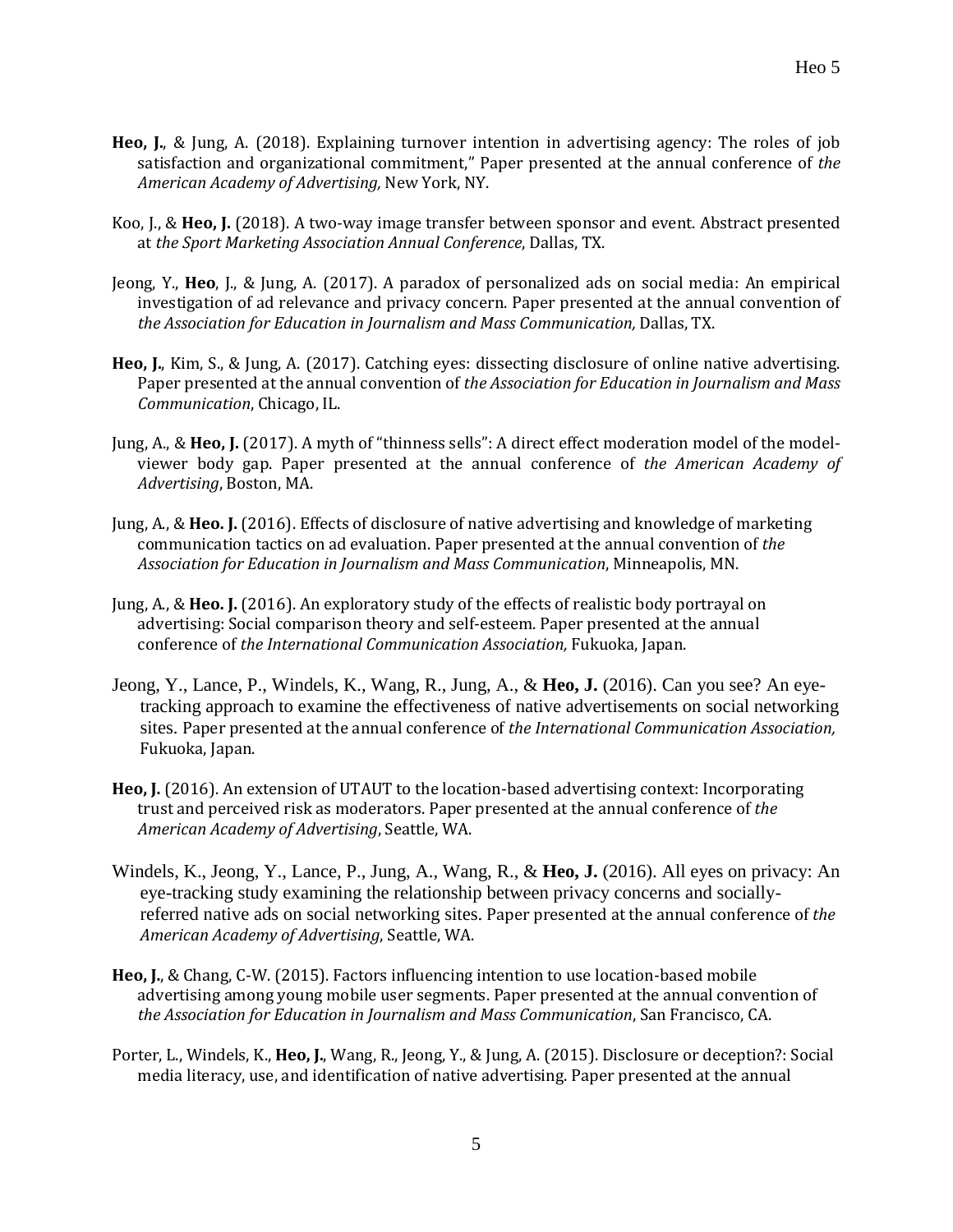**Heo, J.**, & Jung, A. (2018). Explaining turnover intention in advertising agency: The roles of job satisfaction and organizational commitment," Paper presented at the annual conference of *the American Academy of Advertising,* New York, NY.

Koo, J., & **Heo, J.** (2018). A two-way image transfer between sponsor and event. Abstract presented at *the Sport Marketing Association Annual Conference*, Dallas, TX.

Jeong, Y., **Heo**, J., & Jung, A. (2017). A paradox of personalized ads on social media: An empirical investigation of ad relevance and privacy concern. Paper presented at the annual convention of *the Association for Education in Journalism and Mass Communication,* Dallas, TX.

**Heo, J.**, Kim, S., & Jung, A. (2017). Catching eyes: dissecting disclosure of online native advertising. Paper presented at the annual convention of *the Association for Education in Journalism and Mass Communication*, Chicago, IL.

Jung, A., & **Heo, J.** (2017). A myth of "thinness sells": A direct effect moderation model of the model-viewer body gap. Paper presented at the annual conference of *the American Academy of Advertising*, Boston, MA.

Jung, A., & **Heo. J.** (2016). Effects of disclosure of native advertising and knowledge of marketing communication tactics on ad evaluation. Paper presented at the annual convention of *the Association for Education in Journalism and Mass Communication*, Minneapolis, MN.

Jung, A., & **Heo. J.** (2016). An exploratory study of the effects of realistic body portrayal on advertising: Social comparison theory and self-esteem. Paper presented at the annual conference of *the International Communication Association,* Fukuoka, Japan.

Jeong, Y., Lance, P., Windels, K., Wang, R., Jung, A., & **Heo, J.** (2016). Can you see? An eye-tracking approach to examine the effectiveness of native advertisements on social networking sites. Paper presented at the annual conference of *the International Communication Association,* Fukuoka, Japan.

**Heo, J.** (2016). An extension of UTAUT to the location-based advertising context: Incorporating trust and perceived risk as moderators. Paper presented at the annual conference of *the American Academy of Advertising*, Seattle, WA.

Windels, K., Jeong, Y., Lance, P., Jung, A., Wang, R., & **Heo, J.** (2016). All eyes on privacy: An eye-tracking study examining the relationship between privacy concerns and socially-referred native ads on social networking sites. Paper presented at the annual conference of *the American Academy of Advertising*, Seattle, WA.

**Heo, J.**, & Chang, C-W. (2015). Factors influencing intention to use location-based mobile advertising among young mobile user segments. Paper presented at the annual convention of *the Association for Education in Journalism and Mass Communication*, San Francisco, CA.

Porter, L., Windels, K., **Heo, J.**, Wang, R., Jeong, Y., & Jung, A. (2015). Disclosure or deception?: Social media literacy, use, and identification of native advertising. Paper presented at the annual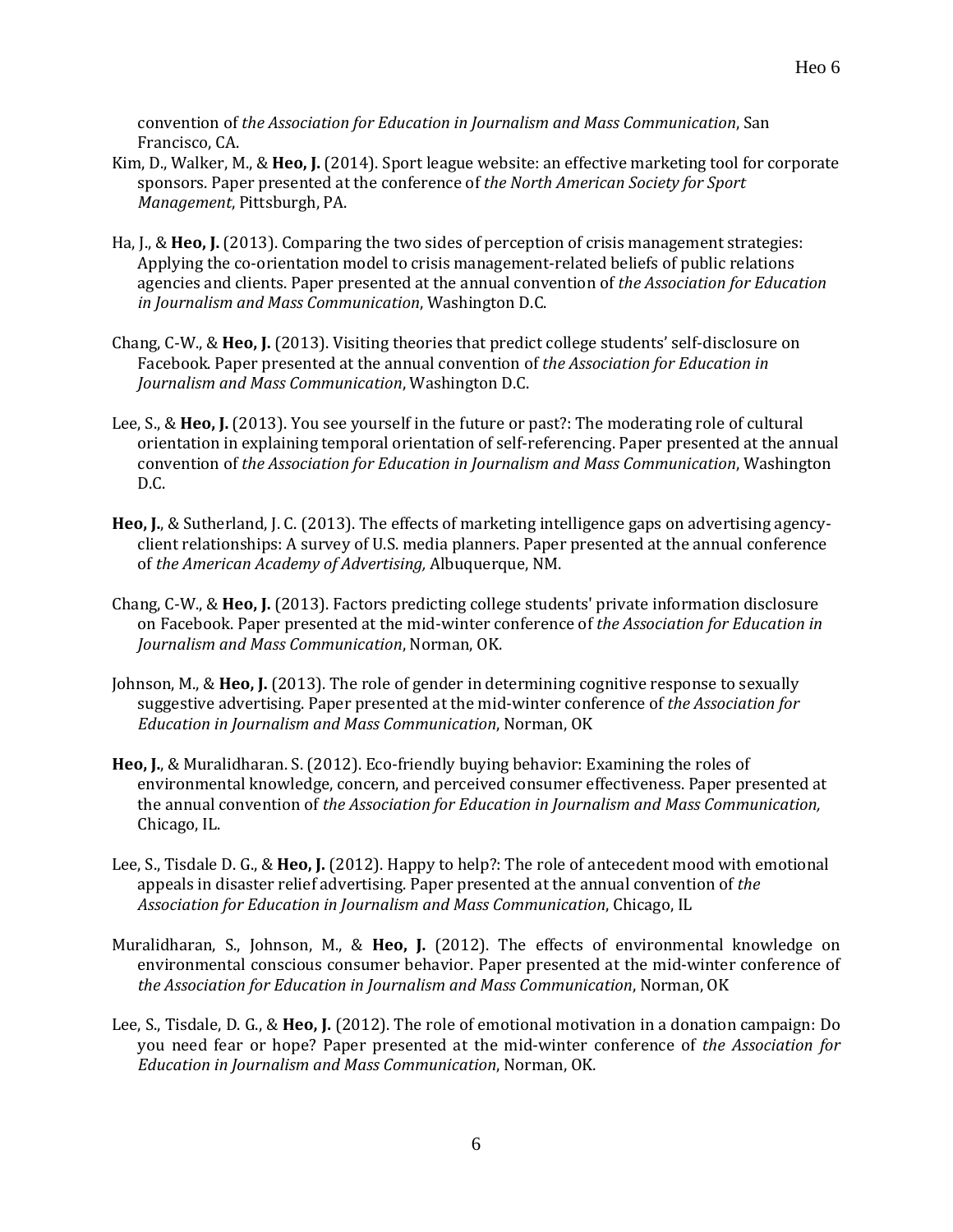convention of *the Association for Education in Journalism and Mass Communication*, San Francisco, CA.

Kim, D., Walker, M., & **Heo, J.** (2014). Sport league website: an effective marketing tool for corporate sponsors. Paper presented at the conference of *the North American Society for Sport Management*, Pittsburgh, PA.

Ha, J., & **Heo, J.** (2013). Comparing the two sides of perception of crisis management strategies: Applying the co-orientation model to crisis management-related beliefs of public relations agencies and clients. Paper presented at the annual convention of *the Association for Education in Journalism and Mass Communication*, Washington D.C.

Chang, C-W., & **Heo, J.** (2013). Visiting theories that predict college students' self-disclosure on Facebook. Paper presented at the annual convention of *the Association for Education in Journalism and Mass Communication*, Washington D.C.

Lee, S., & **Heo, J.** (2013). You see yourself in the future or past?: The moderating role of cultural orientation in explaining temporal orientation of self-referencing. Paper presented at the annual convention of *the Association for Education in Journalism and Mass Communication*, Washington D.C.

**Heo, J.**, & Sutherland, J. C. (2013). The effects of marketing intelligence gaps on advertising agency-client relationships: A survey of U.S. media planners. Paper presented at the annual conference of *the American Academy of Advertising,* Albuquerque, NM.

Chang, C-W., & **Heo, J.** (2013). Factors predicting college students' private information disclosure on Facebook. Paper presented at the mid-winter conference of *the Association for Education in Journalism and Mass Communication*, Norman, OK.

Johnson, M., & **Heo, J.** (2013). The role of gender in determining cognitive response to sexually suggestive advertising. Paper presented at the mid-winter conference of *the Association for Education in Journalism and Mass Communication*, Norman, OK

**Heo, J.**, & Muralidharan. S. (2012). Eco-friendly buying behavior: Examining the roles of environmental knowledge, concern, and perceived consumer effectiveness. Paper presented at the annual convention of *the Association for Education in Journalism and Mass Communication,* Chicago, IL.

Lee, S., Tisdale D. G., & **Heo, J.** (2012). Happy to help?: The role of antecedent mood with emotional appeals in disaster relief advertising. Paper presented at the annual convention of *the Association for Education in Journalism and Mass Communication*, Chicago, IL

Muralidharan, S., Johnson, M., & **Heo, J.** (2012). The effects of environmental knowledge on environmental conscious consumer behavior. Paper presented at the mid-winter conference of *the Association for Education in Journalism and Mass Communication*, Norman, OK

Lee, S., Tisdale, D. G., & **Heo, J.** (2012). The role of emotional motivation in a donation campaign: Do you need fear or hope? Paper presented at the mid-winter conference of *the Association for Education in Journalism and Mass Communication*, Norman, OK.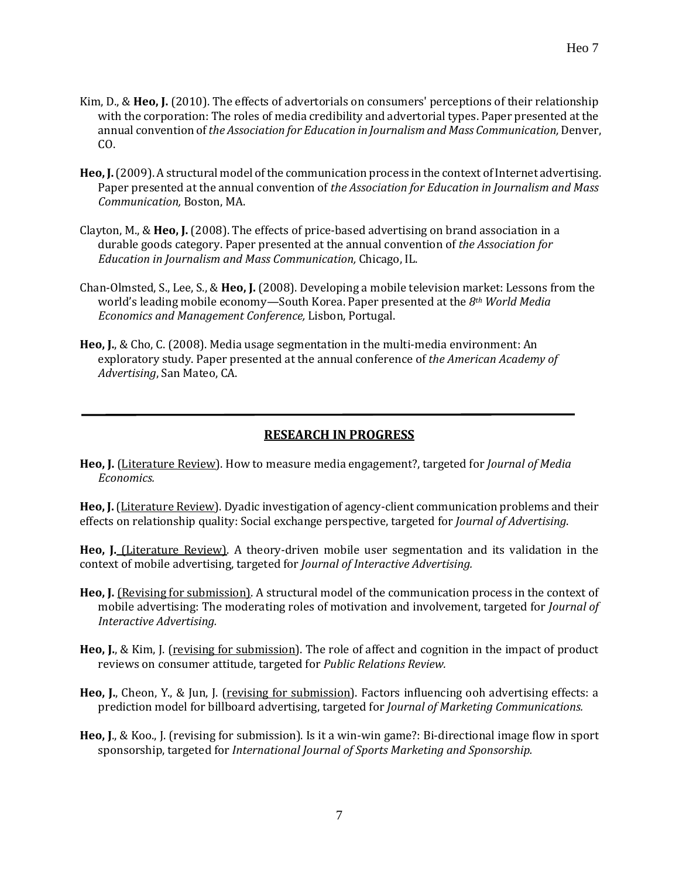Kim, D., & **Heo, J.** (2010). The effects of advertorials on consumers' perceptions of their relationship with the corporation: The roles of media credibility and advertorial types. Paper presented at the annual convention of *the Association for Education in Journalism and Mass Communication,* Denver, CO.

**Heo, J.** (2009). A structural model of the communication process in the context of Internet advertising. Paper presented at the annual convention of *the Association for Education in Journalism and Mass Communication,* Boston, MA.

Clayton, M., & **Heo, J.** (2008). The effects of price-based advertising on brand association in a durable goods category. Paper presented at the annual convention of *the Association for Education in Journalism and Mass Communication,* Chicago, IL.

Chan-Olmsted, S., Lee, S., & **Heo, J.** (2008). Developing a mobile television market: Lessons from the world's leading mobile economy—South Korea. Paper presented at the *8th World Media Economics and Management Conference,* Lisbon, Portugal.

**Heo, J.**, & Cho, C. (2008). Media usage segmentation in the multi-media environment: An exploratory study. Paper presented at the annual conference of *the American Academy of Advertising*, San Mateo, CA.

---

## RESEARCH IN PROGRESS

**Heo, J.** (Literature Review). How to measure media engagement?, targeted for *Journal of Media Economics.*

**Heo, J.** (Literature Review). Dyadic investigation of agency-client communication problems and their effects on relationship quality: Social exchange perspective, targeted for *Journal of Advertising*.

**Heo, J.** (Literature Review). A theory-driven mobile user segmentation and its validation in the context of mobile advertising, targeted for *Journal of Interactive Advertising.*

**Heo, J.** (Revising for submission). A structural model of the communication process in the context of mobile advertising: The moderating roles of motivation and involvement, targeted for *Journal of Interactive Advertising.*

**Heo, J.**, & Kim, J. (revising for submission). The role of affect and cognition in the impact of product reviews on consumer attitude, targeted for *Public Relations Review.*

**Heo, J.**, Cheon, Y., & Jun, J. (revising for submission). Factors influencing ooh advertising effects: a prediction model for billboard advertising, targeted for *Journal of Marketing Communications.*

**Heo, J**., & Koo., J. (revising for submission). Is it a win-win game?: Bi-directional image flow in sport sponsorship, targeted for *International Journal of Sports Marketing and Sponsorship.*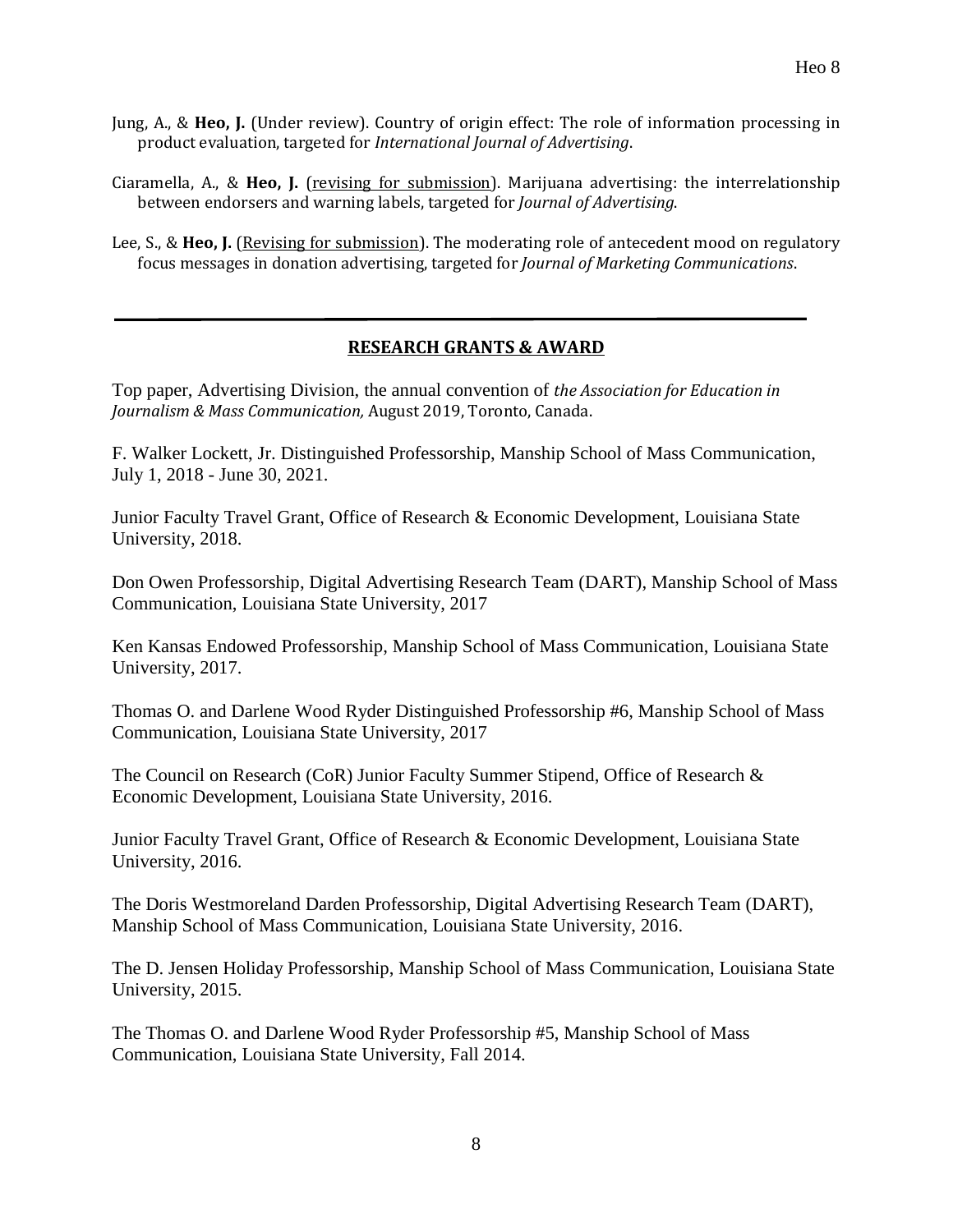Jung, A., & **Heo, J.** (Under review). Country of origin effect: The role of information processing in product evaluation, targeted for *International Journal of Advertising*.

Ciaramella, A., & **Heo, J.** (revising for submission). Marijuana advertising: the interrelationship between endorsers and warning labels, targeted for *Journal of Advertising*.

Lee, S., & **Heo, J.** (Revising for submission). The moderating role of antecedent mood on regulatory focus messages in donation advertising, targeted for *Journal of Marketing Communications*.

---

## RESEARCH GRANTS & AWARD

Top paper, Advertising Division, the annual convention of *the Association for Education in Journalism & Mass Communication,* August 2019, Toronto, Canada.

F. Walker Lockett, Jr. Distinguished Professorship, Manship School of Mass Communication, July 1, 2018 - June 30, 2021.

Junior Faculty Travel Grant, Office of Research & Economic Development, Louisiana State University, 2018.

Don Owen Professorship, Digital Advertising Research Team (DART), Manship School of Mass Communication, Louisiana State University, 2017

Ken Kansas Endowed Professorship, Manship School of Mass Communication, Louisiana State University, 2017.

Thomas O. and Darlene Wood Ryder Distinguished Professorship #6, Manship School of Mass Communication, Louisiana State University, 2017

The Council on Research (CoR) Junior Faculty Summer Stipend, Office of Research & Economic Development, Louisiana State University, 2016.

Junior Faculty Travel Grant, Office of Research & Economic Development, Louisiana State University, 2016.

The Doris Westmoreland Darden Professorship, Digital Advertising Research Team (DART), Manship School of Mass Communication, Louisiana State University, 2016.

The D. Jensen Holiday Professorship, Manship School of Mass Communication, Louisiana State University, 2015.

The Thomas O. and Darlene Wood Ryder Professorship #5, Manship School of Mass Communication, Louisiana State University, Fall 2014.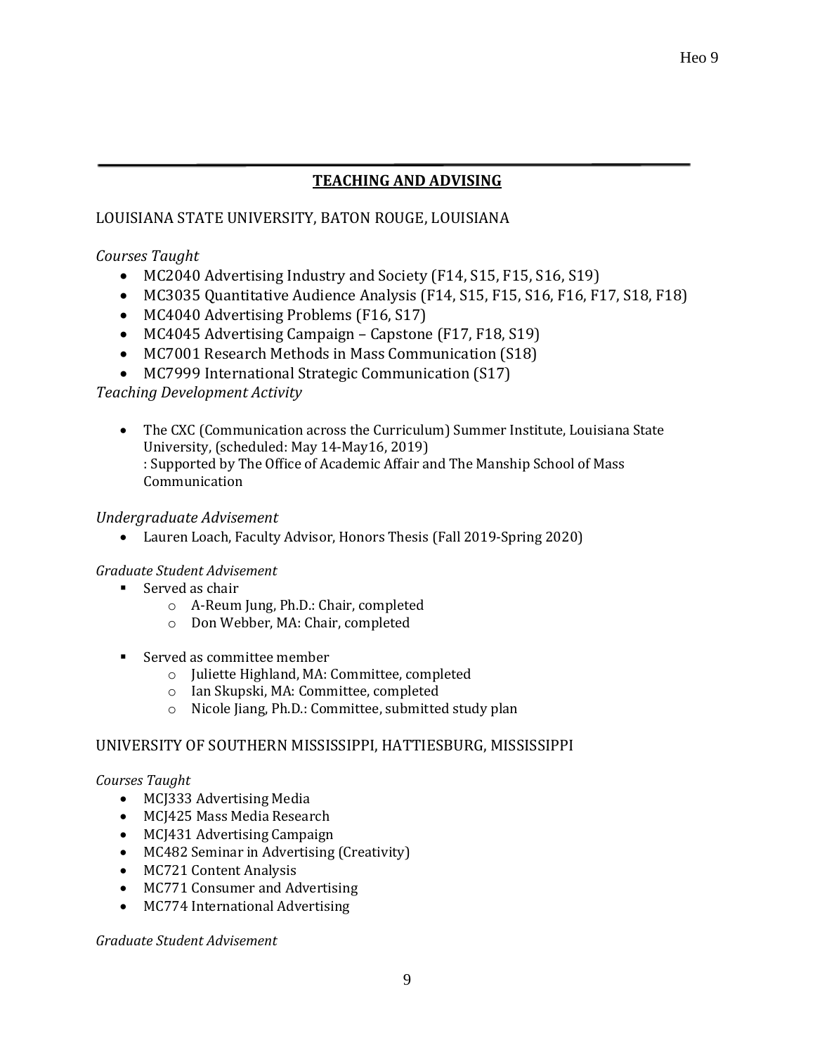## TEACHING AND ADVISING

LOUISIANA STATE UNIVERSITY, BATON ROUGE, LOUISIANA

*Courses Taught*

- MC2040 Advertising Industry and Society (F14, S15, F15, S16, S19)
- MC3035 Quantitative Audience Analysis (F14, S15, F15, S16, F16, F17, S18, F18)
- MC4040 Advertising Problems (F16, S17)
- MC4045 Advertising Campaign – Capstone (F17, F18, S19)
- MC7001 Research Methods in Mass Communication (S18)
- MC7999 International Strategic Communication (S17)

*Teaching Development Activity*

- The CXC (Communication across the Curriculum) Summer Institute, Louisiana State University, (scheduled: May 14-May16, 2019)
  : Supported by The Office of Academic Affair and The Manship School of Mass Communication

*Undergraduate Advisement*

- Lauren Loach, Faculty Advisor, Honors Thesis (Fall 2019-Spring 2020)

*Graduate Student Advisement*

- Served as chair
  - A-Reum Jung, Ph.D.: Chair, completed
  - Don Webber, MA: Chair, completed

- Served as committee member
  - Juliette Highland, MA: Committee, completed
  - Ian Skupski, MA: Committee, completed
  - Nicole Jiang, Ph.D.: Committee, submitted study plan

UNIVERSITY OF SOUTHERN MISSISSIPPI, HATTIESBURG, MISSISSIPPI

*Courses Taught*

- MCJ333 Advertising Media
- MCJ425 Mass Media Research
- MCJ431 Advertising Campaign
- MC482 Seminar in Advertising (Creativity)
- MC721 Content Analysis
- MC771 Consumer and Advertising
- MC774 International Advertising

*Graduate Student Advisement*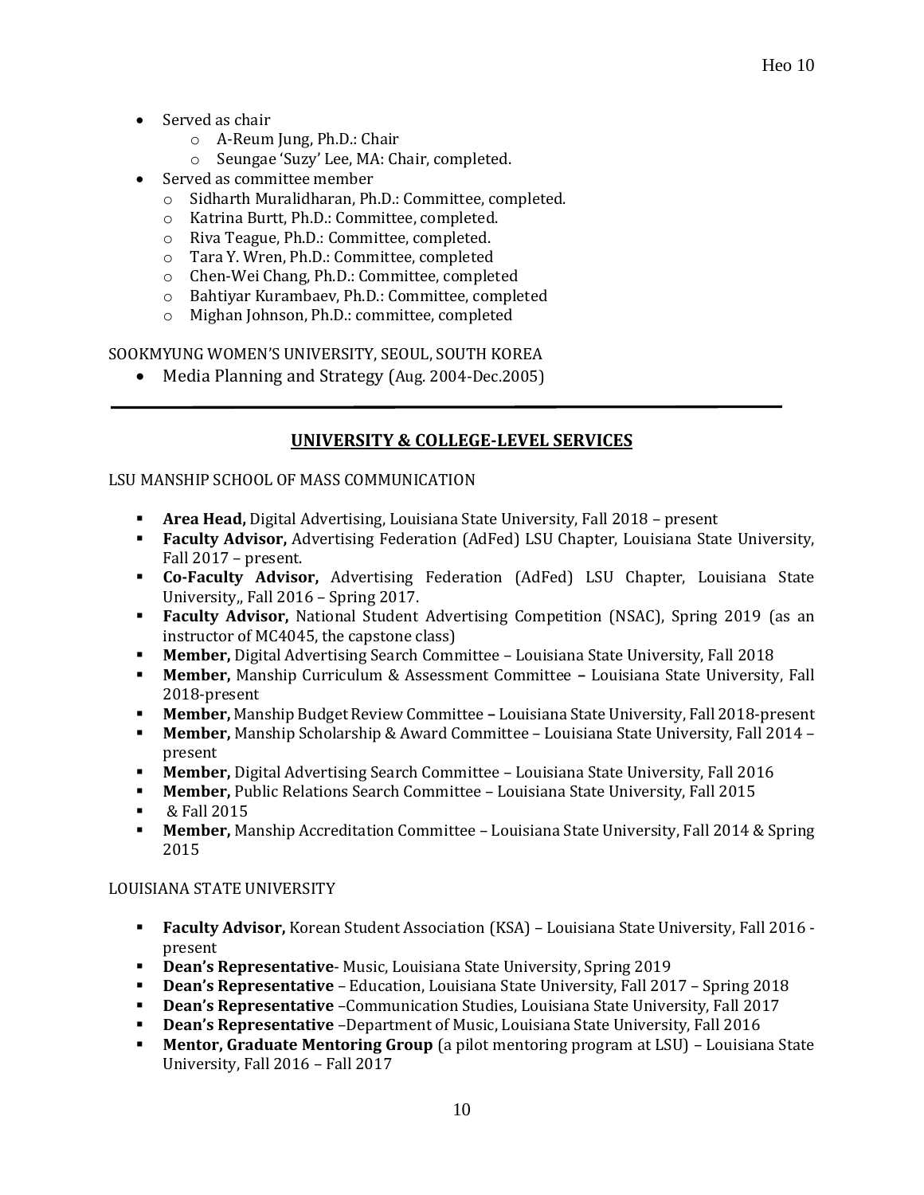- Served as chair
  - A-Reum Jung, Ph.D.: Chair
  - Seungae 'Suzy' Lee, MA: Chair, completed.
- Served as committee member
  - Sidharth Muralidharan, Ph.D.: Committee, completed.
  - Katrina Burtt, Ph.D.: Committee, completed.
  - Riva Teague, Ph.D.: Committee, completed.
  - Tara Y. Wren, Ph.D.: Committee, completed
  - Chen-Wei Chang, Ph.D.: Committee, completed
  - Bahtiyar Kurambaev, Ph.D.: Committee, completed
  - Mighan Johnson, Ph.D.: committee, completed

SOOKMYUNG WOMEN'S UNIVERSITY, SEOUL, SOUTH KOREA

- Media Planning and Strategy (Aug. 2004-Dec.2005)

---

## UNIVERSITY & COLLEGE-LEVEL SERVICES

LSU MANSHIP SCHOOL OF MASS COMMUNICATION

- **Area Head,** Digital Advertising, Louisiana State University, Fall 2018 – present
- **Faculty Advisor,** Advertising Federation (AdFed) LSU Chapter, Louisiana State University, Fall 2017 – present.
- **Co-Faculty Advisor,** Advertising Federation (AdFed) LSU Chapter, Louisiana State University,, Fall 2016 – Spring 2017.
- **Faculty Advisor,** National Student Advertising Competition (NSAC), Spring 2019 (as an instructor of MC4045, the capstone class)
- **Member,** Digital Advertising Search Committee – Louisiana State University, Fall 2018
- **Member,** Manship Curriculum & Assessment Committee **–** Louisiana State University, Fall 2018-present
- **Member,** Manship Budget Review Committee **–** Louisiana State University, Fall 2018-present
- **Member,** Manship Scholarship & Award Committee – Louisiana State University, Fall 2014 – present
- **Member,** Digital Advertising Search Committee – Louisiana State University, Fall 2016
- **Member,** Public Relations Search Committee – Louisiana State University, Fall 2015
- & Fall 2015
- **Member,** Manship Accreditation Committee – Louisiana State University, Fall 2014 & Spring 2015

LOUISIANA STATE UNIVERSITY

- **Faculty Advisor,** Korean Student Association (KSA) – Louisiana State University, Fall 2016 - present
- **Dean's Representative**- Music, Louisiana State University, Spring 2019
- **Dean's Representative** – Education, Louisiana State University, Fall 2017 – Spring 2018
- **Dean's Representative** –Communication Studies, Louisiana State University, Fall 2017
- **Dean's Representative** –Department of Music, Louisiana State University, Fall 2016
- **Mentor, Graduate Mentoring Group** (a pilot mentoring program at LSU) – Louisiana State University, Fall 2016 – Fall 2017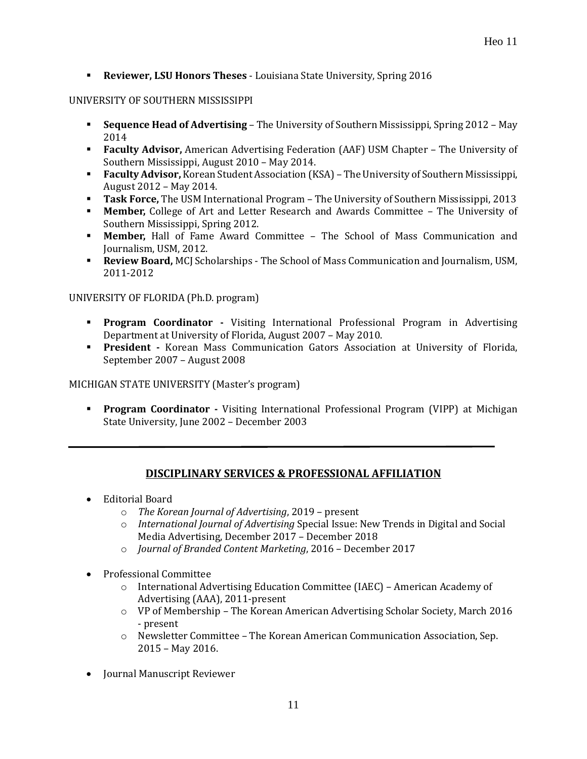- **Reviewer, LSU Honors Theses** - Louisiana State University, Spring 2016

UNIVERSITY OF SOUTHERN MISSISSIPPI

- **Sequence Head of Advertising** – The University of Southern Mississippi, Spring 2012 – May 2014
- **Faculty Advisor,** American Advertising Federation (AAF) USM Chapter – The University of Southern Mississippi, August 2010 – May 2014.
- **Faculty Advisor,** Korean Student Association (KSA) – The University of Southern Mississippi, August 2012 – May 2014.
- **Task Force,** The USM International Program – The University of Southern Mississippi, 2013
- **Member,** College of Art and Letter Research and Awards Committee – The University of Southern Mississippi, Spring 2012.
- **Member,** Hall of Fame Award Committee – The School of Mass Communication and Journalism, USM, 2012.
- **Review Board,** MCJ Scholarships - The School of Mass Communication and Journalism, USM, 2011-2012

UNIVERSITY OF FLORIDA (Ph.D. program)

- **Program Coordinator -** Visiting International Professional Program in Advertising Department at University of Florida, August 2007 – May 2010.
- **President -** Korean Mass Communication Gators Association at University of Florida, September 2007 – August 2008

MICHIGAN STATE UNIVERSITY (Master's program)

- **Program Coordinator -** Visiting International Professional Program (VIPP) at Michigan State University, June 2002 – December 2003

---

## DISCIPLINARY SERVICES & PROFESSIONAL AFFILIATION

- Editorial Board
  - *The Korean Journal of Advertising*, 2019 – present
  - *International Journal of Advertising* Special Issue: New Trends in Digital and Social Media Advertising, December 2017 – December 2018
  - *Journal of Branded Content Marketing*, 2016 – December 2017

- Professional Committee
  - International Advertising Education Committee (IAEC) – American Academy of Advertising (AAA), 2011-present
  - VP of Membership – The Korean American Advertising Scholar Society, March 2016 - present
  - Newsletter Committee – The Korean American Communication Association, Sep. 2015 – May 2016.

- Journal Manuscript Reviewer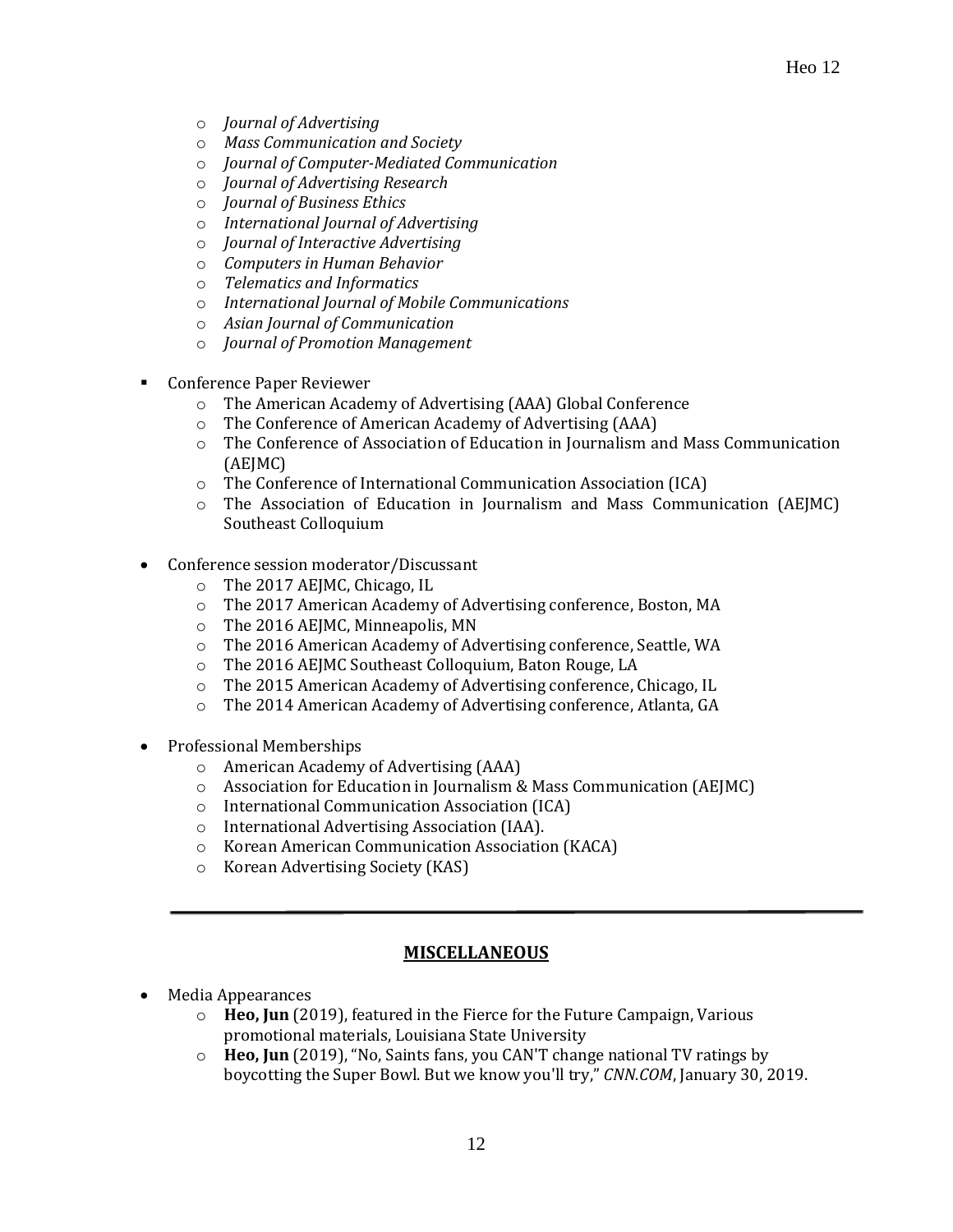- *Journal of Advertising*
- *Mass Communication and Society*
- *Journal of Computer-Mediated Communication*
- *Journal of Advertising Research*
- *Journal of Business Ethics*
- *International Journal of Advertising*
- *Journal of Interactive Advertising*
- *Computers in Human Behavior*
- *Telematics and Informatics*
- *International Journal of Mobile Communications*
- *Asian Journal of Communication*
- *Journal of Promotion Management*

- Conference Paper Reviewer
  - The American Academy of Advertising (AAA) Global Conference
  - The Conference of American Academy of Advertising (AAA)
  - The Conference of Association of Education in Journalism and Mass Communication (AEJMC)
  - The Conference of International Communication Association (ICA)
  - The Association of Education in Journalism and Mass Communication (AEJMC) Southeast Colloquium

- Conference session moderator/Discussant
  - The 2017 AEJMC, Chicago, IL
  - The 2017 American Academy of Advertising conference, Boston, MA
  - The 2016 AEJMC, Minneapolis, MN
  - The 2016 American Academy of Advertising conference, Seattle, WA
  - The 2016 AEJMC Southeast Colloquium, Baton Rouge, LA
  - The 2015 American Academy of Advertising conference, Chicago, IL
  - The 2014 American Academy of Advertising conference, Atlanta, GA

- Professional Memberships
  - American Academy of Advertising (AAA)
  - Association for Education in Journalism & Mass Communication (AEJMC)
  - International Communication Association (ICA)
  - International Advertising Association (IAA).
  - Korean American Communication Association (KACA)
  - Korean Advertising Society (KAS)

---

## MISCELLANEOUS

- Media Appearances
  - **Heo, Jun** (2019), featured in the Fierce for the Future Campaign, Various promotional materials, Louisiana State University
  - **Heo, Jun** (2019), "No, Saints fans, you CAN'T change national TV ratings by boycotting the Super Bowl. But we know you'll try," *CNN.COM*, January 30, 2019.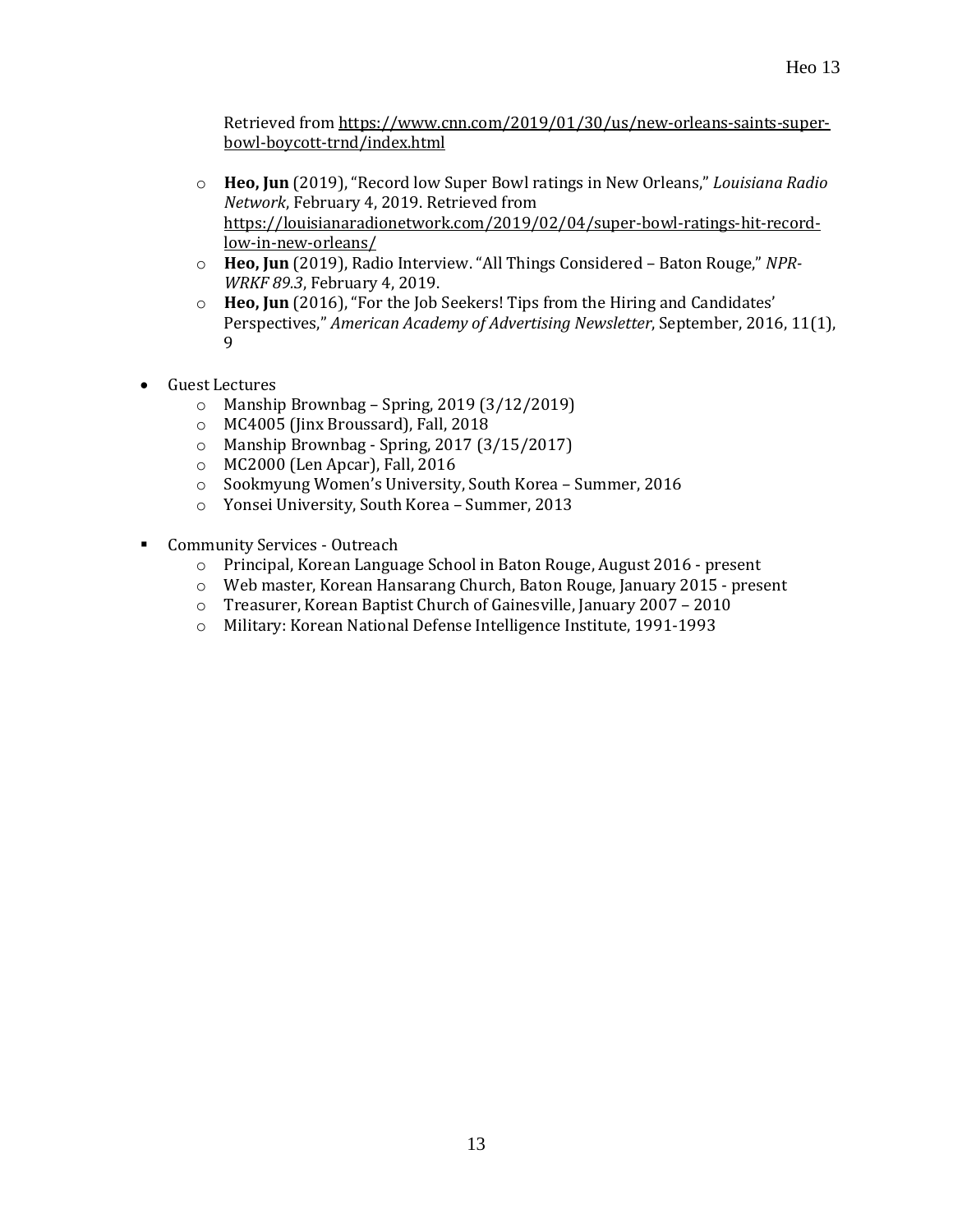Retrieved from https://www.cnn.com/2019/01/30/us/new-orleans-saints-super-bowl-boycott-trnd/index.html

  - **Heo, Jun** (2019), "Record low Super Bowl ratings in New Orleans," *Louisiana Radio Network*, February 4, 2019. Retrieved from https://louisianaradionetwork.com/2019/02/04/super-bowl-ratings-hit-record-low-in-new-orleans/
  - **Heo, Jun** (2019), Radio Interview. "All Things Considered – Baton Rouge," *NPR-WRKF 89.3*, February 4, 2019.
  - **Heo, Jun** (2016), "For the Job Seekers! Tips from the Hiring and Candidates' Perspectives," *American Academy of Advertising Newsletter*, September, 2016, 11(1), 9

- Guest Lectures
  - Manship Brownbag – Spring, 2019 (3/12/2019)
  - MC4005 (Jinx Broussard), Fall, 2018
  - Manship Brownbag - Spring, 2017 (3/15/2017)
  - MC2000 (Len Apcar), Fall, 2016
  - Sookmyung Women's University, South Korea – Summer, 2016
  - Yonsei University, South Korea – Summer, 2013

- Community Services - Outreach
  - Principal, Korean Language School in Baton Rouge, August 2016 - present
  - Web master, Korean Hansarang Church, Baton Rouge, January 2015 - present
  - Treasurer, Korean Baptist Church of Gainesville, January 2007 – 2010
  - Military: Korean National Defense Intelligence Institute, 1991-1993